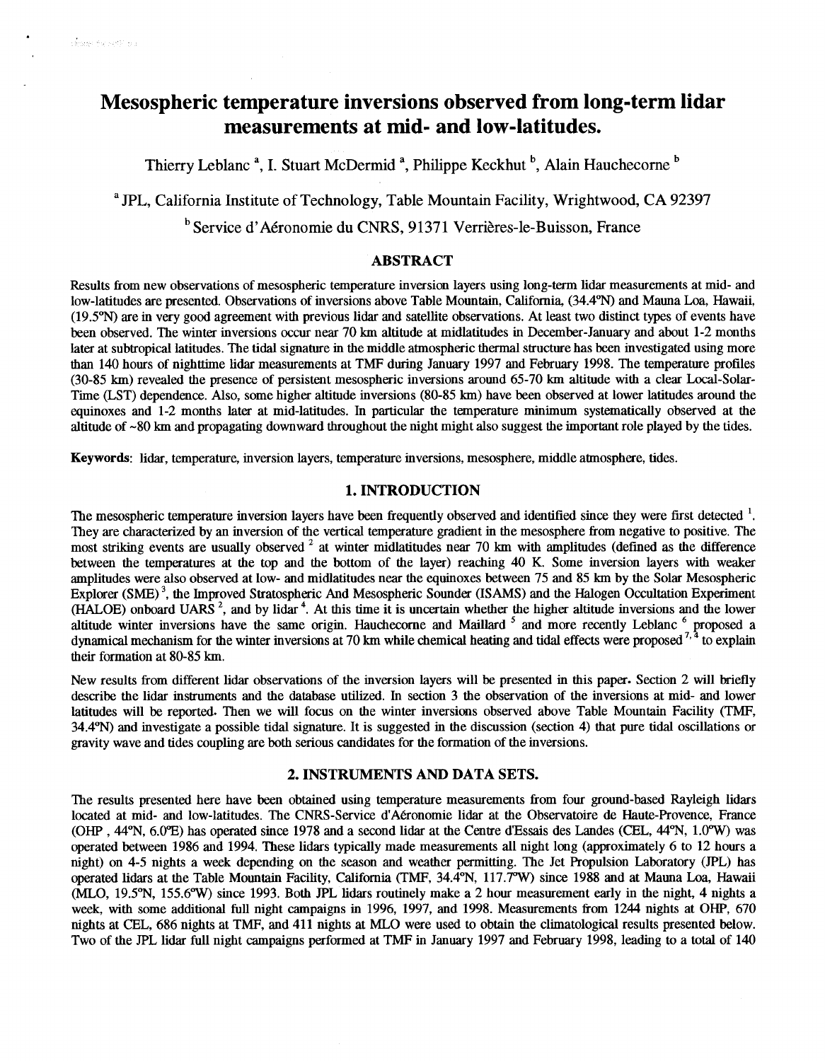# Mesospheric temperature inversions observed from long-term lidar measurements at mid- and low-latitudes.

Thierry Leblanc [a], I. Stuart McDermid [a], Philippe Keckhut [b], Alain Hauchecorne [b]

[a] JPL, California Institute of Technology, Table Mountain Facility, Wrightwood, CA 92397

[b] Service d'Aéronomie du CNRS, 91371 Verrières-le-Buisson, France

## ABSTRACT

Results from new observations of mesospheric temperature inversion layers using long-term lidar measurements at mid- and low-latitudes are presented. Observations of inversions above Table Mountain, California, (34.4°N) and Mauna Loa, Hawaii, (19.5°N) are in very good agreement with previous lidar and satellite observations. At least two distinct types of events have been observed. The winter inversions occur near 70 km altitude at midlatitudes in December-January and about 1-2 months later at subtropical latitudes. The tidal signature in the middle atmospheric thermal structure has been investigated using more than 140 hours of nighttime lidar measurements at TMF during January 1997 and February 1998. The temperature profiles (30-85 km) revealed the presence of persistent mesospheric inversions around 65-70 km altitude with a clear Local-Solar-Time (LST) dependence. Also, some higher altitude inversions (80-85 km) have been observed at lower latitudes around the equinoxes and 1-2 months later at mid-latitudes. In particular the temperature minimum systematically observed at the altitude of ~80 km and propagating downward throughout the night might also suggest the important role played by the tides.

**Keywords**: lidar, temperature, inversion layers, temperature inversions, mesosphere, middle atmosphere, tides.

## 1. INTRODUCTION

The mesospheric temperature inversion layers have been frequently observed and identified since they were first detected [1]. They are characterized by an inversion of the vertical temperature gradient in the mesosphere from negative to positive. The most striking events are usually observed [2] at winter midlatitudes near 70 km with amplitudes (defined as the difference between the temperatures at the top and the bottom of the layer) reaching 40 K. Some inversion layers with weaker amplitudes were also observed at low- and midlatitudes near the equinoxes between 75 and 85 km by the Solar Mesospheric Explorer (SME) [3], the Improved Stratospheric And Mesospheric Sounder (ISAMS) and the Halogen Occultation Experiment (HALOE) onboard UARS [2], and by lidar [4]. At this time it is uncertain whether the higher altitude inversions and the lower altitude winter inversions have the same origin. Hauchecorne and Maillard [5] and more recently Leblanc [6] proposed a dynamical mechanism for the winter inversions at 70 km while chemical heating and tidal effects were proposed [7, 4] to explain their formation at 80-85 km.

New results from different lidar observations of the inversion layers will be presented in this paper. Section 2 will briefly describe the lidar instruments and the database utilized. In section 3 the observation of the inversions at mid- and lower latitudes will be reported. Then we will focus on the winter inversions observed above Table Mountain Facility (TMF, 34.4°N) and investigate a possible tidal signature. It is suggested in the discussion (section 4) that pure tidal oscillations or gravity wave and tides coupling are both serious candidates for the formation of the inversions.

## 2. INSTRUMENTS AND DATA SETS.

The results presented here have been obtained using temperature measurements from four ground-based Rayleigh lidars located at mid- and low-latitudes. The CNRS-Service d'Aéronomie lidar at the Observatoire de Haute-Provence, France (OHP , 44°N, 6.0°E) has operated since 1978 and a second lidar at the Centre d'Essais des Landes (CEL, 44°N, 1.0°W) was operated between 1986 and 1994. These lidars typically made measurements all night long (approximately 6 to 12 hours a night) on 4-5 nights a week depending on the season and weather permitting. The Jet Propulsion Laboratory (JPL) has operated lidars at the Table Mountain Facility, California (TMF, 34.4°N, 117.7°W) since 1988 and at Mauna Loa, Hawaii (MLO, 19.5°N, 155.6°W) since 1993. Both JPL lidars routinely make a 2 hour measurement early in the night, 4 nights a week, with some additional full night campaigns in 1996, 1997, and 1998. Measurements from 1244 nights at OHP, 670 nights at CEL, 686 nights at TMF, and 411 nights at MLO were used to obtain the climatological results presented below. Two of the JPL lidar full night campaigns performed at TMF in January 1997 and February 1998, leading to a total of 140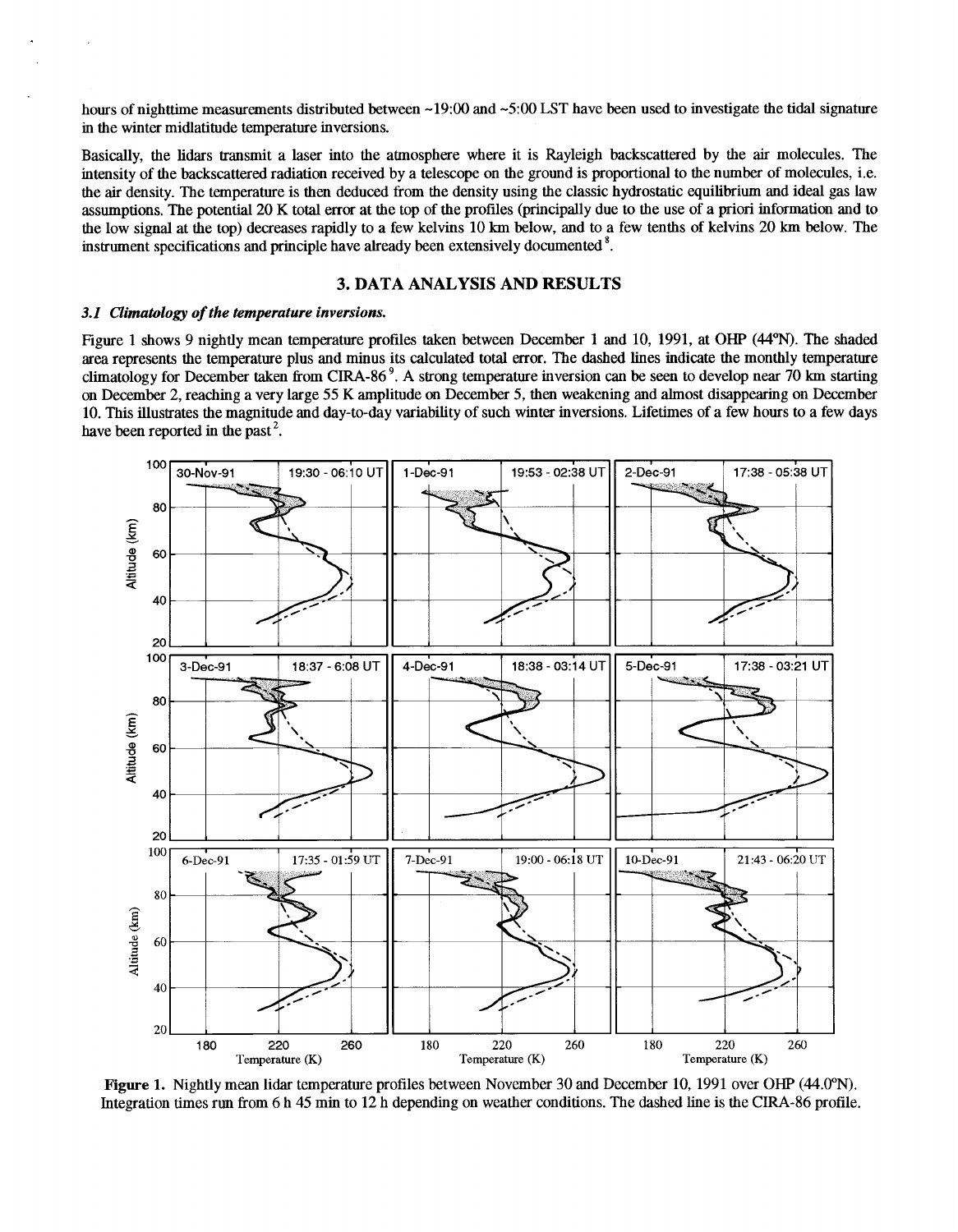hours of nighttime measurements distributed between ~19:00 and ~5:00 LST have been used to investigate the tidal signature in the winter midlatitude temperature inversions.

Basically, the lidars transmit a laser into the atmosphere where it is Rayleigh backscattered by the air molecules. The intensity of the backscattered radiation received by a telescope on the ground is proportional to the number of molecules, i.e. the air density. The temperature is then deduced from the density using the classic hydrostatic equilibrium and ideal gas law assumptions. The potential 20 K total error at the top of the profiles (principally due to the use of a priori information and to the low signal at the top) decreases rapidly to a few kelvins 10 km below, and to a few tenths of kelvins 20 km below. The instrument specifications and principle have already been extensively documented [8].

## 3. DATA ANALYSIS AND RESULTS

### *3.1 Climatology of the temperature inversions.*

Figure 1 shows 9 nightly mean temperature profiles taken between December 1 and 10, 1991, at OHP (44°N). The shaded area represents the temperature plus and minus its calculated total error. The dashed lines indicate the monthly temperature climatology for December taken from CIRA-86 [9]. A strong temperature inversion can be seen to develop near 70 km starting on December 2, reaching a very large 55 K amplitude on December 5, then weakening and almost disappearing on December 10. This illustrates the magnitude and day-to-day variability of such winter inversions. Lifetimes of a few hours to a few days have been reported in the past [2].

**Figure 1.** Nightly mean lidar temperature profiles between November 30 and December 10, 1991 over OHP (44.0°N). Integration times run from 6 h 45 min to 12 h depending on weather conditions. The dashed line is the CIRA-86 profile.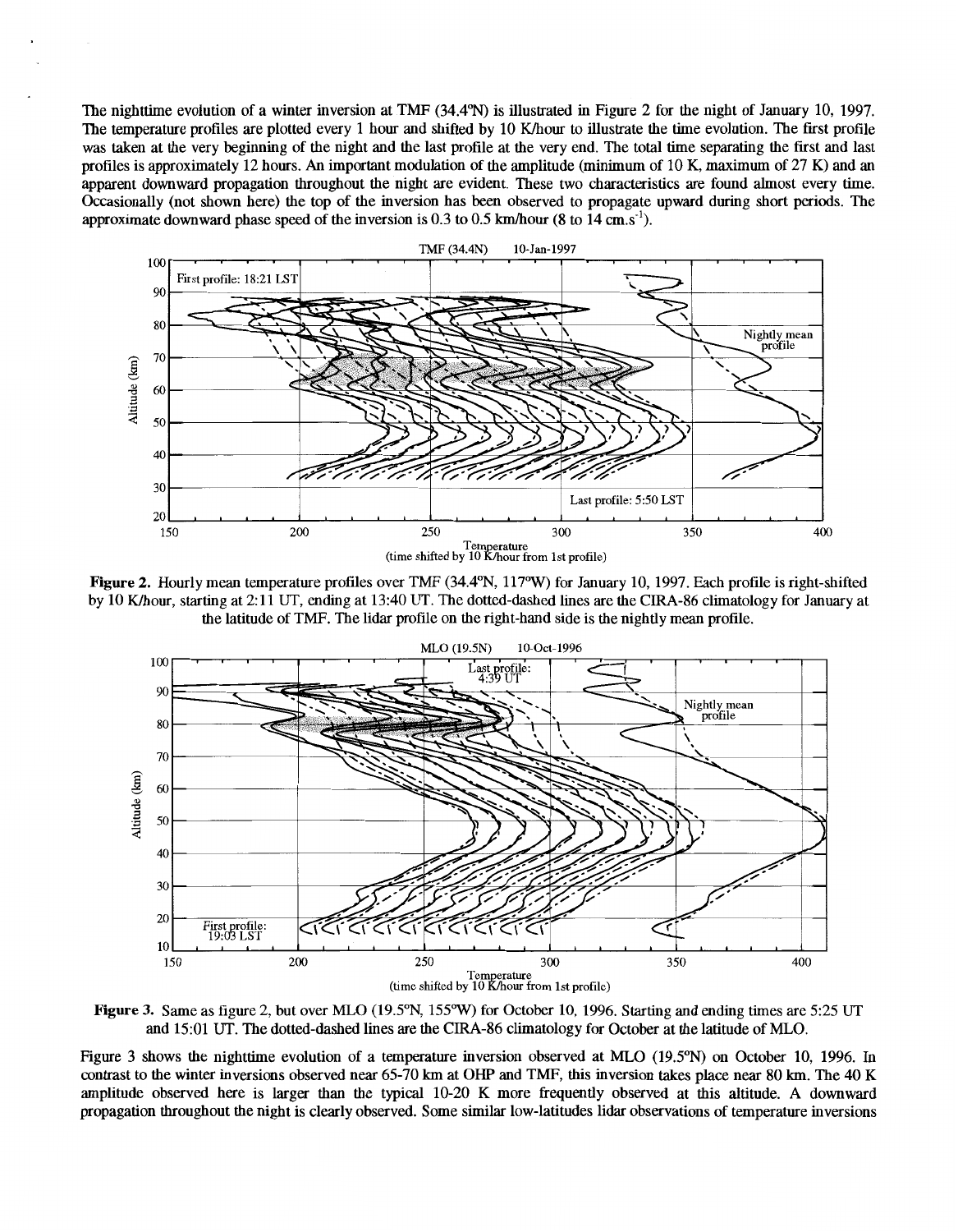The nighttime evolution of a winter inversion at TMF (34.4°N) is illustrated in Figure 2 for the night of January 10, 1997. The temperature profiles are plotted every 1 hour and shifted by 10 K/hour to illustrate the time evolution. The first profile was taken at the very beginning of the night and the last profile at the very end. The total time separating the first and last profiles is approximately 12 hours. An important modulation of the amplitude (minimum of 10 K, maximum of 27 K) and an apparent downward propagation throughout the night are evident. These two characteristics are found almost every time. Occasionally (not shown here) the top of the inversion has been observed to propagate upward during short periods. The approximate downward phase speed of the inversion is 0.3 to 0.5 km/hour (8 to 14 cm.s$^{-1}$).

**Figure 2.** Hourly mean temperature profiles over TMF (34.4°N, 117°W) for January 10, 1997. Each profile is right-shifted by 10 K/hour, starting at 2:11 UT, ending at 13:40 UT. The dotted-dashed lines are the CIRA-86 climatology for January at the latitude of TMF. The lidar profile on the right-hand side is the nightly mean profile.

**Figure 3.** Same as figure 2, but over MLO (19.5°N, 155°W) for October 10, 1996. Starting and ending times are 5:25 UT and 15:01 UT. The dotted-dashed lines are the CIRA-86 climatology for October at the latitude of MLO.

Figure 3 shows the nighttime evolution of a temperature inversion observed at MLO (19.5°N) on October 10, 1996. In contrast to the winter inversions observed near 65-70 km at OHP and TMF, this inversion takes place near 80 km. The 40 K amplitude observed here is larger than the typical 10-20 K more frequently observed at this altitude. A downward propagation throughout the night is clearly observed. Some similar low-latitudes lidar observations of temperature inversions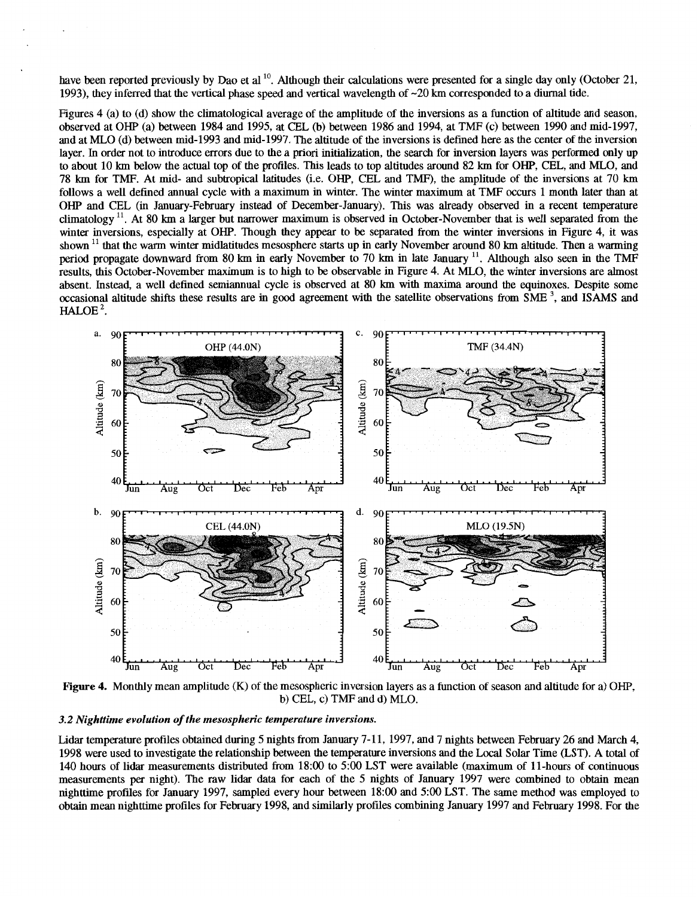have been reported previously by Dao et al [10]. Although their calculations were presented for a single day only (October 21, 1993), they inferred that the vertical phase speed and vertical wavelength of ~20 km corresponded to a diurnal tide.

Figures 4 (a) to (d) show the climatological average of the amplitude of the inversions as a function of altitude and season, observed at OHP (a) between 1984 and 1995, at CEL (b) between 1986 and 1994, at TMF (c) between 1990 and mid-1997, and at MLO (d) between mid-1993 and mid-1997. The altitude of the inversions is defined here as the center of the inversion layer. In order not to introduce errors due to the a priori initialization, the search for inversion layers was performed only up to about 10 km below the actual top of the profiles. This leads to top altitudes around 82 km for OHP, CEL, and MLO, and 78 km for TMF. At mid- and subtropical latitudes (i.e. OHP, CEL and TMF), the amplitude of the inversions at 70 km follows a well defined annual cycle with a maximum in winter. The winter maximum at TMF occurs 1 month later than at OHP and CEL (in January-February instead of December-January). This was already observed in a recent temperature climatology [11]. At 80 km a larger but narrower maximum is observed in October-November that is well separated from the winter inversions, especially at OHP. Though they appear to be separated from the winter inversions in Figure 4, it was shown [11] that the warm winter midlatitudes mesosphere starts up in early November around 80 km altitude. Then a warming period propagate downward from 80 km in early November to 70 km in late January [11]. Although also seen in the TMF results, this October-November maximum is to high to be observable in Figure 4. At MLO, the winter inversions are almost absent. Instead, a well defined semiannual cycle is observed at 80 km with maxima around the equinoxes. Despite some occasional altitude shifts these results are in good agreement with the satellite observations from SME [3], and ISAMS and HALOE [2].

**Figure 4.** Monthly mean amplitude (K) of the mesospheric inversion layers as a function of season and altitude for a) OHP, b) CEL, c) TMF and d) MLO.

### *3.2 Nighttime evolution of the mesospheric temperature inversions.*

Lidar temperature profiles obtained during 5 nights from January 7-11, 1997, and 7 nights between February 26 and March 4, 1998 were used to investigate the relationship between the temperature inversions and the Local Solar Time (LST). A total of 140 hours of lidar measurements distributed from 18:00 to 5:00 LST were available (maximum of 11-hours of continuous measurements per night). The raw lidar data for each of the 5 nights of January 1997 were combined to obtain mean nighttime profiles for January 1997, sampled every hour between 18:00 and 5:00 LST. The same method was employed to obtain mean nighttime profiles for February 1998, and similarly profiles combining January 1997 and February 1998. For the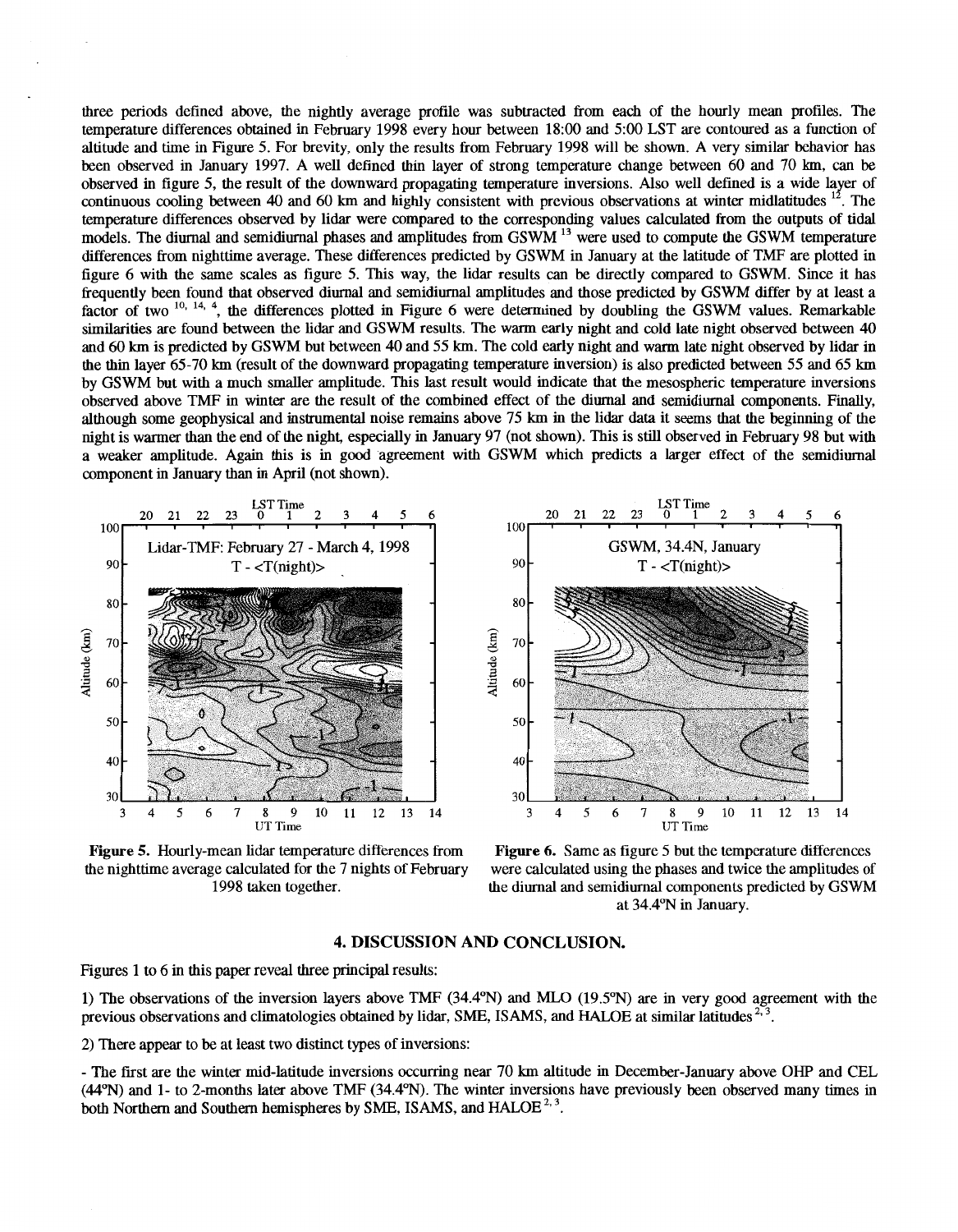three periods defined above, the nightly average profile was subtracted from each of the hourly mean profiles. The temperature differences obtained in February 1998 every hour between 18:00 and 5:00 LST are contoured as a function of altitude and time in Figure 5. For brevity, only the results from February 1998 will be shown. A very similar behavior has been observed in January 1997. A well defined thin layer of strong temperature change between 60 and 70 km, can be observed in figure 5, the result of the downward propagating temperature inversions. Also well defined is a wide layer of continuous cooling between 40 and 60 km and highly consistent with previous observations at winter midlatitudes [12]. The temperature differences observed by lidar were compared to the corresponding values calculated from the outputs of tidal models. The diurnal and semidiurnal phases and amplitudes from GSWM [13] were used to compute the GSWM temperature differences from nighttime average. These differences predicted by GSWM in January at the latitude of TMF are plotted in figure 6 with the same scales as figure 5. This way, the lidar results can be directly compared to GSWM. Since it has frequently been found that observed diurnal and semidiurnal amplitudes and those predicted by GSWM differ by at least a factor of two [10, 14, 4], the differences plotted in Figure 6 were determined by doubling the GSWM values. Remarkable similarities are found between the lidar and GSWM results. The warm early night and cold late night observed between 40 and 60 km is predicted by GSWM but between 40 and 55 km. The cold early night and warm late night observed by lidar in the thin layer 65-70 km (result of the downward propagating temperature inversion) is also predicted between 55 and 65 km by GSWM but with a much smaller amplitude. This last result would indicate that the mesospheric temperature inversions observed above TMF in winter are the result of the combined effect of the diurnal and semidiurnal components. Finally, although some geophysical and instrumental noise remains above 75 km in the lidar data it seems that the beginning of the night is warmer than the end of the night, especially in January 97 (not shown). This is still observed in February 98 but with a weaker amplitude. Again this is in good agreement with GSWM which predicts a larger effect of the semidiurnal component in January than in April (not shown).

**Figure 5.** Hourly-mean lidar temperature differences from the nighttime average calculated for the 7 nights of February 1998 taken together.

**Figure 6.** Same as figure 5 but the temperature differences were calculated using the phases and twice the amplitudes of the diurnal and semidiurnal components predicted by GSWM at 34.4°N in January.

## 4. DISCUSSION AND CONCLUSION.

Figures 1 to 6 in this paper reveal three principal results:

1) The observations of the inversion layers above TMF (34.4°N) and MLO (19.5°N) are in very good agreement with the previous observations and climatologies obtained by lidar, SME, ISAMS, and HALOE at similar latitudes [2, 3].

2) There appear to be at least two distinct types of inversions:

- The first are the winter mid-latitude inversions occurring near 70 km altitude in December-January above OHP and CEL (44°N) and 1- to 2-months later above TMF (34.4°N). The winter inversions have previously been observed many times in both Northern and Southern hemispheres by SME, ISAMS, and HALOE [2, 3].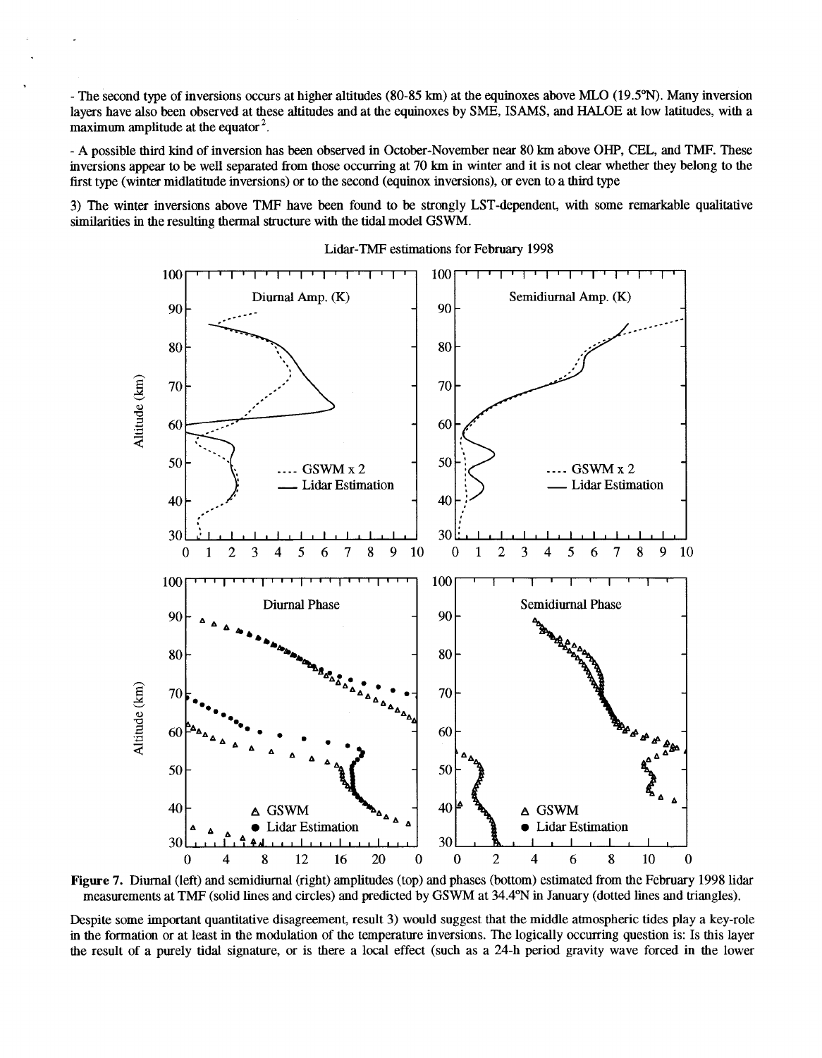- The second type of inversions occurs at higher altitudes (80-85 km) at the equinoxes above MLO (19.5°N). Many inversion layers have also been observed at these altitudes and at the equinoxes by SME, ISAMS, and HALOE at low latitudes, with a maximum amplitude at the equator[2].

- A possible third kind of inversion has been observed in October-November near 80 km above OHP, CEL, and TMF. These inversions appear to be well separated from those occurring at 70 km in winter and it is not clear whether they belong to the first type (winter midlatitude inversions) or to the second (equinox inversions), or even to a third type

3) The winter inversions above TMF have been found to be strongly LST-dependent, with some remarkable qualitative similarities in the resulting thermal structure with the tidal model GSWM.

**Figure 7.** Diurnal (left) and semidiurnal (right) amplitudes (top) and phases (bottom) estimated from the February 1998 lidar measurements at TMF (solid lines and circles) and predicted by GSWM at 34.4°N in January (dotted lines and triangles).

Despite some important quantitative disagreement, result 3) would suggest that the middle atmospheric tides play a key-role in the formation or at least in the modulation of the temperature inversions. The logically occurring question is: Is this layer the result of a purely tidal signature, or is there a local effect (such as a 24-h period gravity wave forced in the lower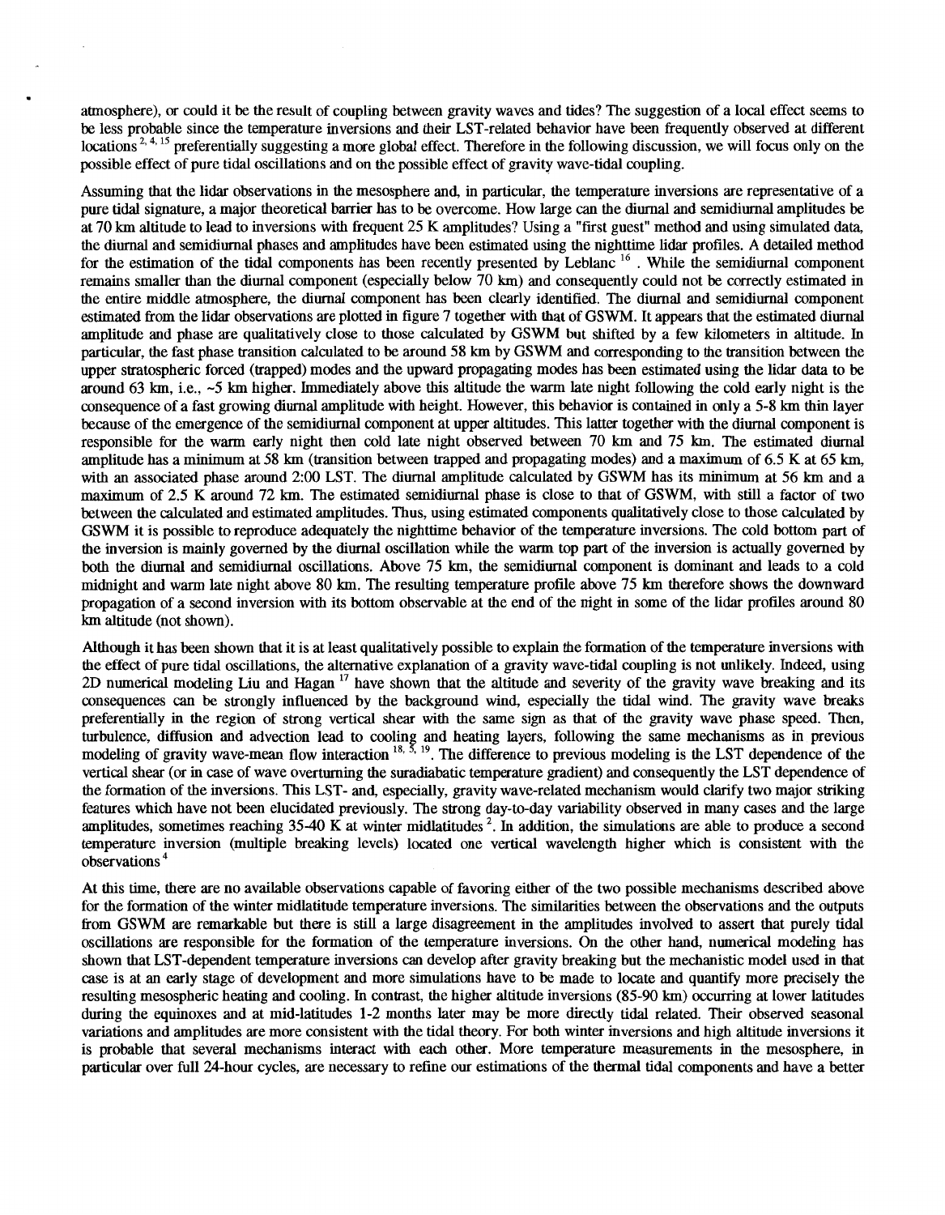atmosphere), or could it be the result of coupling between gravity waves and tides? The suggestion of a local effect seems to be less probable since the temperature inversions and their LST-related behavior have been frequently observed at different locations [2, 4, 15] preferentially suggesting a more global effect. Therefore in the following discussion, we will focus only on the possible effect of pure tidal oscillations and on the possible effect of gravity wave-tidal coupling.

Assuming that the lidar observations in the mesosphere and, in particular, the temperature inversions are representative of a pure tidal signature, a major theoretical barrier has to be overcome. How large can the diurnal and semidiurnal amplitudes be at 70 km altitude to lead to inversions with frequent 25 K amplitudes? Using a "first guest" method and using simulated data, the diurnal and semidiurnal phases and amplitudes have been estimated using the nighttime lidar profiles. A detailed method for the estimation of the tidal components has been recently presented by Leblanc [16]. While the semidiurnal component remains smaller than the diurnal component (especially below 70 km) and consequently could not be correctly estimated in the entire middle atmosphere, the diurnal component has been clearly identified. The diurnal and semidiurnal component estimated from the lidar observations are plotted in figure 7 together with that of GSWM. It appears that the estimated diurnal amplitude and phase are qualitatively close to those calculated by GSWM but shifted by a few kilometers in altitude. In particular, the fast phase transition calculated to be around 58 km by GSWM and corresponding to the transition between the upper stratospheric forced (trapped) modes and the upward propagating modes has been estimated using the lidar data to be around 63 km, i.e., ~5 km higher. Immediately above this altitude the warm late night following the cold early night is the consequence of a fast growing diurnal amplitude with height. However, this behavior is contained in only a 5-8 km thin layer because of the emergence of the semidiurnal component at upper altitudes. This latter together with the diurnal component is responsible for the warm early night then cold late night observed between 70 km and 75 km. The estimated diurnal amplitude has a minimum at 58 km (transition between trapped and propagating modes) and a maximum of 6.5 K at 65 km, with an associated phase around 2:00 LST. The diurnal amplitude calculated by GSWM has its minimum at 56 km and a maximum of 2.5 K around 72 km. The estimated semidiurnal phase is close to that of GSWM, with still a factor of two between the calculated and estimated amplitudes. Thus, using estimated components qualitatively close to those calculated by GSWM it is possible to reproduce adequately the nighttime behavior of the temperature inversions. The cold bottom part of the inversion is mainly governed by the diurnal oscillation while the warm top part of the inversion is actually governed by both the diurnal and semidiurnal oscillations. Above 75 km, the semidiurnal component is dominant and leads to a cold midnight and warm late night above 80 km. The resulting temperature profile above 75 km therefore shows the downward propagation of a second inversion with its bottom observable at the end of the night in some of the lidar profiles around 80 km altitude (not shown).

Although it has been shown that it is at least qualitatively possible to explain the formation of the temperature inversions with the effect of pure tidal oscillations, the alternative explanation of a gravity wave-tidal coupling is not unlikely. Indeed, using 2D numerical modeling Liu and Hagan [17] have shown that the altitude and severity of the gravity wave breaking and its consequences can be strongly influenced by the background wind, especially the tidal wind. The gravity wave breaks preferentially in the region of strong vertical shear with the same sign as that of the gravity wave phase speed. Then, turbulence, diffusion and advection lead to cooling and heating layers, following the same mechanisms as in previous modeling of gravity wave-mean flow interaction [18, 5, 19]. The difference to previous modeling is the LST dependence of the vertical shear (or in case of wave overturning the suradiabatic temperature gradient) and consequently the LST dependence of the formation of the inversions. This LST- and, especially, gravity wave-related mechanism would clarify two major striking features which have not been elucidated previously. The strong day-to-day variability observed in many cases and the large amplitudes, sometimes reaching 35-40 K at winter midlatitudes [2]. In addition, the simulations are able to produce a second temperature inversion (multiple breaking levels) located one vertical wavelength higher which is consistent with the observations [4]

At this time, there are no available observations capable of favoring either of the two possible mechanisms described above for the formation of the winter midlatitude temperature inversions. The similarities between the observations and the outputs from GSWM are remarkable but there is still a large disagreement in the amplitudes involved to assert that purely tidal oscillations are responsible for the formation of the temperature inversions. On the other hand, numerical modeling has shown that LST-dependent temperature inversions can develop after gravity breaking but the mechanistic model used in that case is at an early stage of development and more simulations have to be made to locate and quantify more precisely the resulting mesospheric heating and cooling. In contrast, the higher altitude inversions (85-90 km) occurring at lower latitudes during the equinoxes and at mid-latitudes 1-2 months later may be more directly tidal related. Their observed seasonal variations and amplitudes are more consistent with the tidal theory. For both winter inversions and high altitude inversions it is probable that several mechanisms interact with each other. More temperature measurements in the mesosphere, in particular over full 24-hour cycles, are necessary to refine our estimations of the thermal tidal components and have a better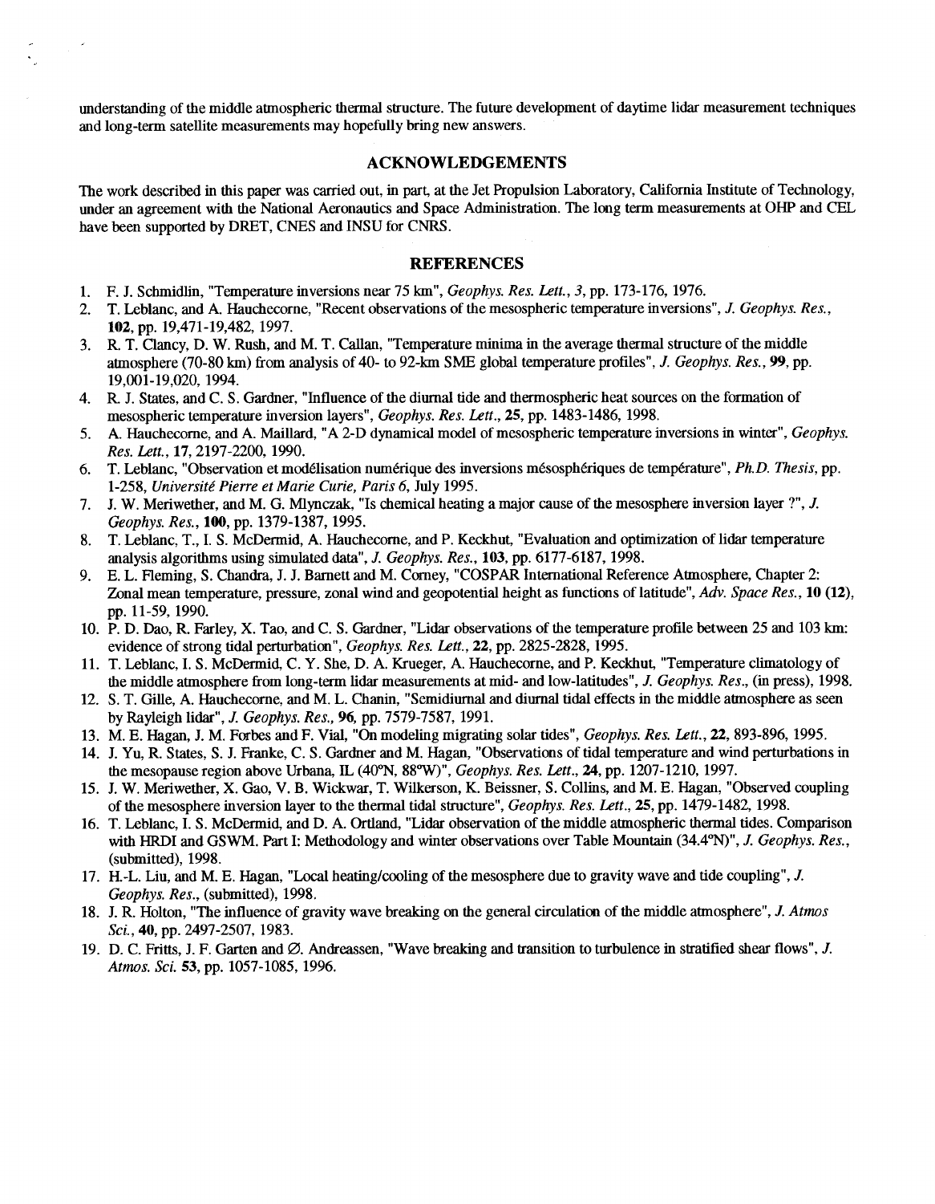understanding of the middle atmospheric thermal structure. The future development of daytime lidar measurement techniques and long-term satellite measurements may hopefully bring new answers.

## ACKNOWLEDGEMENTS

The work described in this paper was carried out, in part, at the Jet Propulsion Laboratory, California Institute of Technology, under an agreement with the National Aeronautics and Space Administration. The long term measurements at OHP and CEL have been supported by DRET, CNES and INSU for CNRS.

## REFERENCES

1. F. J. Schmidlin, "Temperature inversions near 75 km", *Geophys. Res. Lett.*, *3*, pp. 173-176, 1976.
2. T. Leblanc, and A. Hauchecorne, "Recent observations of the mesospheric temperature inversions", *J. Geophys. Res.*, **102**, pp. 19,471-19,482, 1997.
3. R. T. Clancy, D. W. Rush, and M. T. Callan, "Temperature minima in the average thermal structure of the middle atmosphere (70-80 km) from analysis of 40- to 92-km SME global temperature profiles", *J. Geophys. Res.*, **99**, pp. 19,001-19,020, 1994.
4. R. J. States, and C. S. Gardner, "Influence of the diurnal tide and thermospheric heat sources on the formation of mesospheric temperature inversion layers", *Geophys. Res. Lett.*, **25**, pp. 1483-1486, 1998.
5. A. Hauchecorne, and A. Maillard, "A 2-D dynamical model of mesospheric temperature inversions in winter", *Geophys. Res. Lett.*, **17**, 2197-2200, 1990.
6. T. Leblanc, "Observation et modélisation numérique des inversions mésosphériques de température", *Ph.D. Thesis*, pp. 1-258, *Université Pierre et Marie Curie, Paris 6*, July 1995.
7. J. W. Meriwether, and M. G. Mlynczak, "Is chemical heating a major cause of the mesosphere inversion layer ?", *J. Geophys. Res.*, **100**, pp. 1379-1387, 1995.
8. T. Leblanc, T., I. S. McDermid, A. Hauchecorne, and P. Keckhut, "Evaluation and optimization of lidar temperature analysis algorithms using simulated data", *J. Geophys. Res.*, **103**, pp. 6177-6187, 1998.
9. E. L. Fleming, S. Chandra, J. J. Barnett and M. Corney, "COSPAR International Reference Atmosphere, Chapter 2: Zonal mean temperature, pressure, zonal wind and geopotential height as functions of latitude", *Adv. Space Res.*, **10 (12)**, pp. 11-59, 1990.
10. P. D. Dao, R. Farley, X. Tao, and C. S. Gardner, "Lidar observations of the temperature profile between 25 and 103 km: evidence of strong tidal perturbation", *Geophys. Res. Lett.*, **22**, pp. 2825-2828, 1995.
11. T. Leblanc, I. S. McDermid, C. Y. She, D. A. Krueger, A. Hauchecorne, and P. Keckhut, "Temperature climatology of the middle atmosphere from long-term lidar measurements at mid- and low-latitudes", *J. Geophys. Res.*, (in press), 1998.
12. S. T. Gille, A. Hauchecorne, and M. L. Chanin, "Semidiurnal and diurnal tidal effects in the middle atmosphere as seen by Rayleigh lidar", *J. Geophys. Res.*, **96**, pp. 7579-7587, 1991.
13. M. E. Hagan, J. M. Forbes and F. Vial, "On modeling migrating solar tides", *Geophys. Res. Lett.*, **22**, 893-896, 1995.
14. J. Yu, R. States, S. J. Franke, C. S. Gardner and M. Hagan, "Observations of tidal temperature and wind perturbations in the mesopause region above Urbana, IL (40°N, 88°W)", *Geophys. Res. Lett.*, **24**, pp. 1207-1210, 1997.
15. J. W. Meriwether, X. Gao, V. B. Wickwar, T. Wilkerson, K. Beissner, S. Collins, and M. E. Hagan, "Observed coupling of the mesosphere inversion layer to the thermal tidal structure", *Geophys. Res. Lett.*, **25**, pp. 1479-1482, 1998.
16. T. Leblanc, I. S. McDermid, and D. A. Ortland, "Lidar observation of the middle atmospheric thermal tides. Comparison with HRDI and GSWM. Part I: Methodology and winter observations over Table Mountain (34.4°N)", *J. Geophys. Res.*, (submitted), 1998.
17. H.-L. Liu, and M. E. Hagan, "Local heating/cooling of the mesosphere due to gravity wave and tide coupling", *J. Geophys. Res.*, (submitted), 1998.
18. J. R. Holton, "The influence of gravity wave breaking on the general circulation of the middle atmosphere", *J. Atmos Sci.*, **40**, pp. 2497-2507, 1983.
19. D. C. Fritts, J. F. Garten and Ø. Andreassen, "Wave breaking and transition to turbulence in stratified shear flows", *J. Atmos. Sci.* **53**, pp. 1057-1085, 1996.